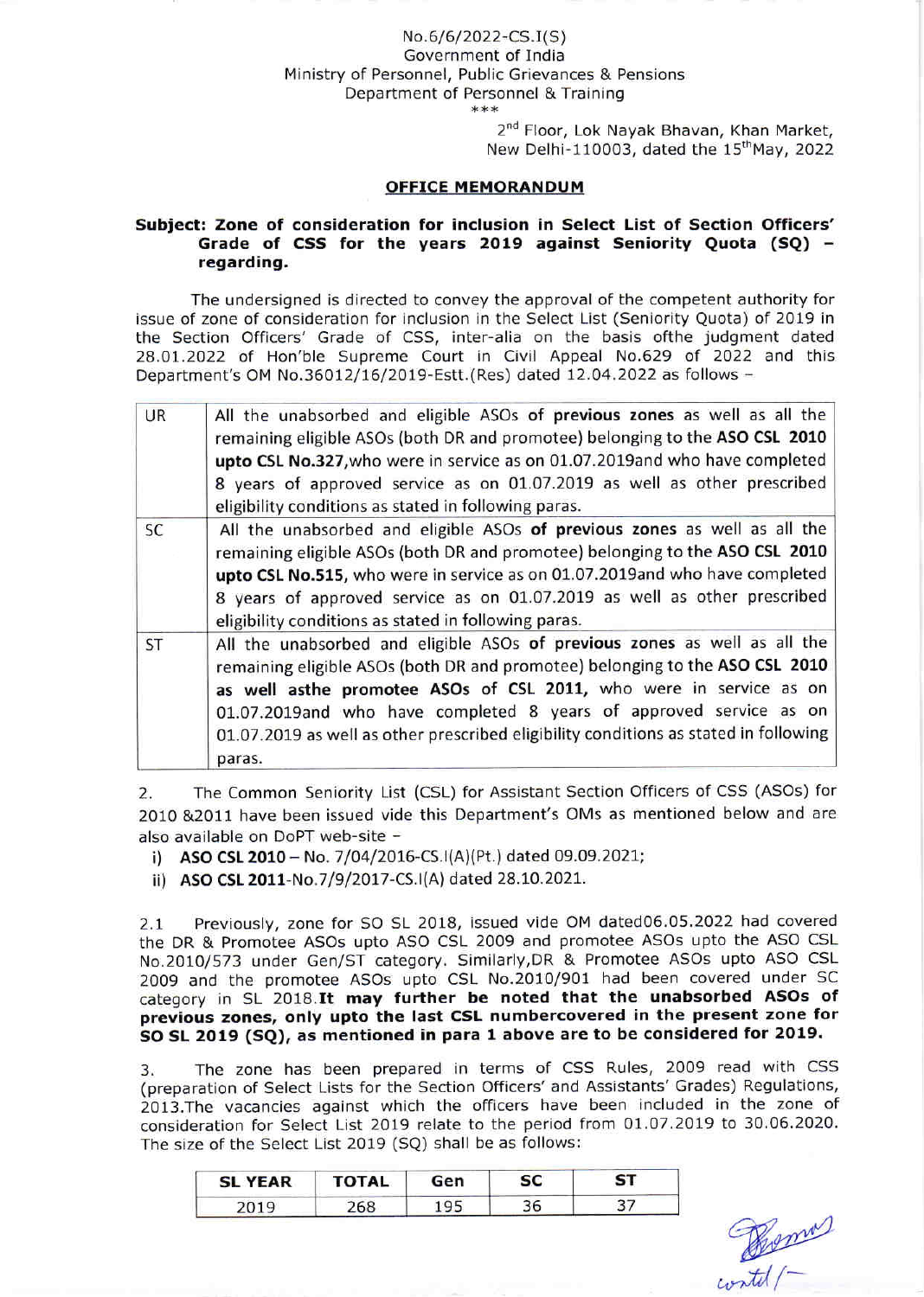No.6/6/2022-CS.I(S)
Government of India
Ministry of Personnel, Public Grievances & Pensions
Department of Personnel & Training
\*\*\*

2nd Floor, Lok Nayak Bhavan, Khan Market,
New Delhi-110003, dated the 15th May, 2022

## OFFICE MEMORANDUM

**Subject: Zone of consideration for inclusion in Select List of Section Officers' Grade of CSS for the years 2019 against Seniority Quota (SQ) – regarding.**

The undersigned is directed to convey the approval of the competent authority for issue of zone of consideration for inclusion in the Select List (Seniority Quota) of 2019 in the Section Officers' Grade of CSS, inter-alia on the basis ofthe judgment dated 28.01.2022 of Hon'ble Supreme Court in Civil Appeal No.629 of 2022 and this Department's OM No.36012/16/2019-Estt.(Res) dated 12.04.2022 as follows –

| | |
|---|---|
| UR | All the unabsorbed and eligible ASOs **of previous zones** as well as all the remaining eligible ASOs (both DR and promotee) belonging to the **ASO CSL 2010 upto CSL No.327,** who were in service as on 01.07.2019and who have completed 8 years of approved service as on 01.07.2019 as well as other prescribed eligibility conditions as stated in following paras. |
| SC | All the unabsorbed and eligible ASOs **of previous zones** as well as all the remaining eligible ASOs (both DR and promotee) belonging to the **ASO CSL 2010 upto CSL No.515,** who were in service as on 01.07.2019and who have completed 8 years of approved service as on 01.07.2019 as well as other prescribed eligibility conditions as stated in following paras. |
| ST | All the unabsorbed and eligible ASOs **of previous zones** as well as all the remaining eligible ASOs (both DR and promotee) belonging to the **ASO CSL 2010 as well asthe promotee ASOs of CSL 2011,** who were in service as on 01.07.2019and who have completed 8 years of approved service as on 01.07.2019 as well as other prescribed eligibility conditions as stated in following paras. |

2. The Common Seniority List (CSL) for Assistant Section Officers of CSS (ASOs) for 2010 &2011 have been issued vide this Department's OMs as mentioned below and are also available on DoPT web-site –

i) **ASO CSL 2010** – No. 7/04/2016-CS.I(A)(Pt.) dated 09.09.2021;
ii) **ASO CSL 2011**-No.7/9/2017-CS.I(A) dated 28.10.2021.

2.1 Previously, zone for SO SL 2018, issued vide OM dated06.05.2022 had covered the DR & Promotee ASOs upto ASO CSL 2009 and promotee ASOs upto the ASO CSL No.2010/573 under Gen/ST category. Similarly,DR & Promotee ASOs upto ASO CSL 2009 and the promotee ASOs upto CSL No.2010/901 had been covered under SC category in SL 2018.**It may further be noted that the unabsorbed ASOs of previous zones, only upto the last CSL numbercovered in the present zone for SO SL 2019 (SQ), as mentioned in para 1 above are to be considered for 2019.**

3. The zone has been prepared in terms of CSS Rules, 2009 read with CSS (preparation of Select Lists for the Section Officers' and Assistants' Grades) Regulations, 2013.The vacancies against which the officers have been included in the zone of consideration for Select List 2019 relate to the period from 01.07.2019 to 30.06.2020. The size of the Select List 2019 (SQ) shall be as follows:

| SL YEAR | TOTAL | Gen | SC | ST |
|---|---|---|---|---|
| 2019 | 268 | 195 | 36 | 37 |

contd/-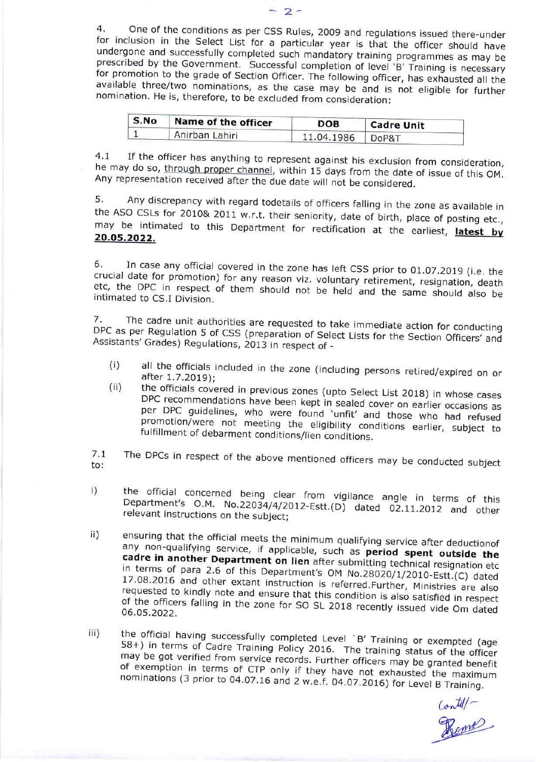4. One of the conditions as per CSS Rules, 2009 and regulations issued there-under for inclusion in the Select List for a particular year is that the officer should have undergone and successfully completed such mandatory training programmes as may be prescribed by the Government. Successful completion of level 'B' Training is necessary for promotion to the grade of Section Officer. The following officer, has exhausted all the available three/two nominations, as the case may be and is not eligible for further nomination. He is, therefore, to be excluded from consideration:

| S.No | Name of the officer | DOB | Cadre Unit |
|---|---|---|---|
| 1 | Anirban Lahiri | 11.04.1986 | DoP&T |

4.1 If the officer has anything to represent against his exclusion from consideration, he may do so, through proper channel, within 15 days from the date of issue of this OM. Any representation received after the due date will not be considered.

5. Any discrepancy with regard todetails of officers falling in the zone as available in the ASO CSLs for 2010& 2011 w.r.t. their seniority, date of birth, place of posting etc., may be intimated to this Department for rectification at the earliest, **latest by 20.05.2022.**

6. In case any official covered in the zone has left CSS prior to 01.07.2019 (i.e. the crucial date for promotion) for any reason viz. voluntary retirement, resignation, death etc, the DPC in respect of them should not be held and the same should also be intimated to CS.I Division.

7. The cadre unit authorities are requested to take immediate action for conducting DPC as per Regulation 5 of CSS (preparation of Select Lists for the Section Officers' and Assistants' Grades) Regulations, 2013 in respect of -

(i) all the officials included in the zone (including persons retired/expired on or after 1.7.2019);

(ii) the officials covered in previous zones (upto Select List 2018) in whose cases DPC recommendations have been kept in sealed cover on earlier occasions as per DPC guidelines, who were found 'unfit' and those who had refused promotion/were not meeting the eligibility conditions earlier, subject to fulfillment of debarment conditions/lien conditions.

7.1 The DPCs in respect of the above mentioned officers may be conducted subject to:

i) the official concerned being clear from vigilance angle in terms of this Department's O.M. No.22034/4/2012-Estt.(D) dated 02.11.2012 and other relevant instructions on the subject;

ii) ensuring that the official meets the minimum qualifying service after deductionof any non-qualifying service, if applicable, such as **period spent outside the cadre in another Department on lien** after submitting technical resignation etc in terms of para 2.6 of this Department's OM No.28020/1/2010-Estt.(C) dated 17.08.2016 and other extant instruction is referred.Further, Ministries are also requested to kindly note and ensure that this condition is also satisfied in respect of the officers falling in the zone for SO SL 2018 recently issued vide Om dated 06.05.2022.

iii) the official having successfully completed Level `B' Training or exempted (age 58+) in terms of Cadre Training Policy 2016. The training status of the officer may be got verified from service records. Further officers may be granted benefit of exemption in terms of CTP only if they have not exhausted the maximum nominations (3 prior to 04.07.16 and 2 w.e.f. 04.07.2016) for Level B Training.

Contd/-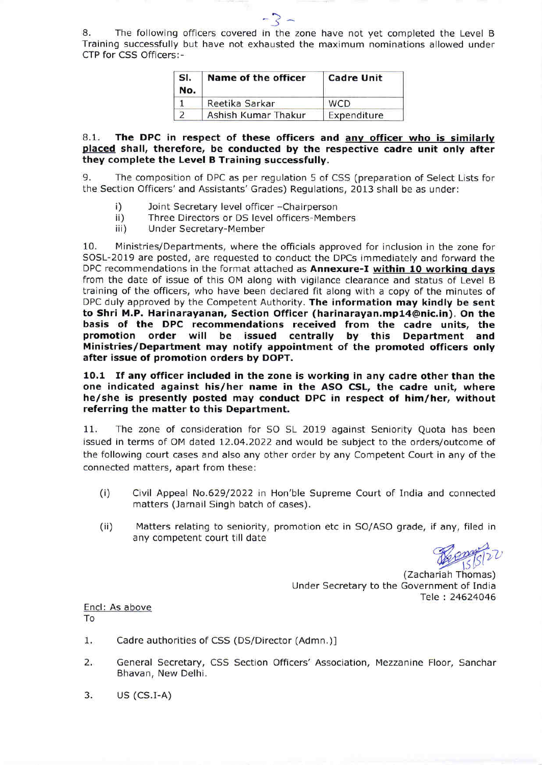8. The following officers covered in the zone have not yet completed the Level B Training successfully but have not exhausted the maximum nominations allowed under CTP for CSS Officers:-

| Sl. No. | Name of the officer | Cadre Unit |
|---|---|---|
| 1 | Reetika Sarkar | WCD |
| 2 | Ashish Kumar Thakur | Expenditure |

8.1. **The DPC in respect of these officers and <u>any officer who is similarly placed</u> shall, therefore, be conducted by the respective cadre unit only after they complete the Level B Training successfully.**

9. The composition of DPC as per regulation 5 of CSS (preparation of Select Lists for the Section Officers' and Assistants' Grades) Regulations, 2013 shall be as under:

i) Joint Secretary level officer –Chairperson
ii) Three Directors or DS level officers-Members
iii) Under Secretary-Member

10. Ministries/Departments, where the officials approved for inclusion in the zone for SOSL-2019 are posted, are requested to conduct the DPCs immediately and forward the DPC recommendations in the format attached as **Annexure-I** **<u>within 10 working days</u>** from the date of issue of this OM along with vigilance clearance and status of Level B training of the officers, who have been declared fit along with a copy of the minutes of DPC duly approved by the Competent Authority. **The information may kindly be sent to Shri M.P. Harinarayanan, Section Officer (harinarayan.mp14@nic.in). On the basis of the DPC recommendations received from the cadre units, the promotion order will be issued centrally by this Department and Ministries/Department may notify appointment of the promoted officers only after issue of promotion orders by DOPT.**

**10.1 If any officer included in the zone is working in any cadre other than the one indicated against his/her name in the ASO CSL, the cadre unit, where he/she is presently posted may conduct DPC in respect of him/her, without referring the matter to this Department.**

11. The zone of consideration for SO SL 2019 against Seniority Quota has been issued in terms of OM dated 12.04.2022 and would be subject to the orders/outcome of the following court cases and also any other order by any Competent Court in any of the connected matters, apart from these:

(i) Civil Appeal No.629/2022 in Hon'ble Supreme Court of India and connected matters (Jarnail Singh batch of cases).

(ii) Matters relating to seniority, promotion etc in SO/ASO grade, if any, filed in any competent court till date

15/5/22

(Zachariah Thomas)
Under Secretary to the Government of India
Tele : 24624046

<u>Encl: As above</u>

To

1. Cadre authorities of CSS (DS/Director (Admn.)]
2. General Secretary, CSS Section Officers' Association, Mezzanine Floor, Sanchar Bhavan, New Delhi.
3. US (CS.I-A)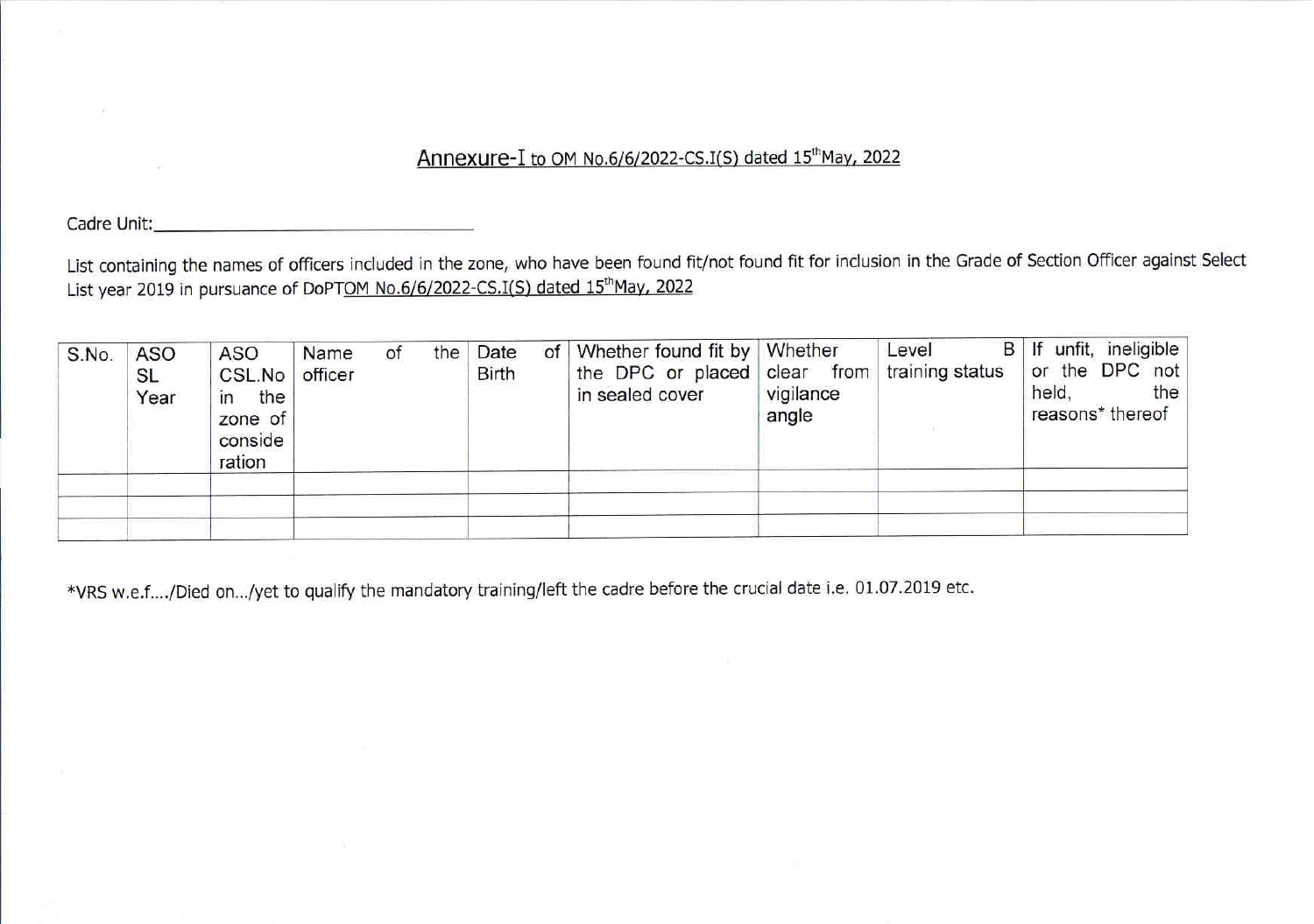## Annexure-I to OM No.6/6/2022-CS.I(S) dated 15th May, 2022

Cadre Unit:\_\_\_\_\_\_\_\_\_\_\_\_\_\_\_\_\_\_\_\_\_\_\_\_\_\_\_\_\_\_

List containing the names of officers included in the zone, who have been found fit/not found fit for inclusion in the Grade of Section Officer against Select List year 2019 in pursuance of DoPTOM No.6/6/2022-CS.I(S) dated 15th May, 2022

| S.No. | ASO SL Year | ASO CSL.No in the zone of consideration | Name of the officer | Date of Birth | Whether found fit by the DPC or placed in sealed cover | Whether clear from vigilance angle | Level B training status | If unfit, ineligible or the DPC not held, the reasons* thereof |
|---|---|---|---|---|---|---|---|---|
| | | | | | | | | |
| | | | | | | | | |
| | | | | | | | | |

*VRS w.e.f..../Died on.../yet to qualify the mandatory training/left the cadre before the crucial date i.e. 01.07.2019 etc.